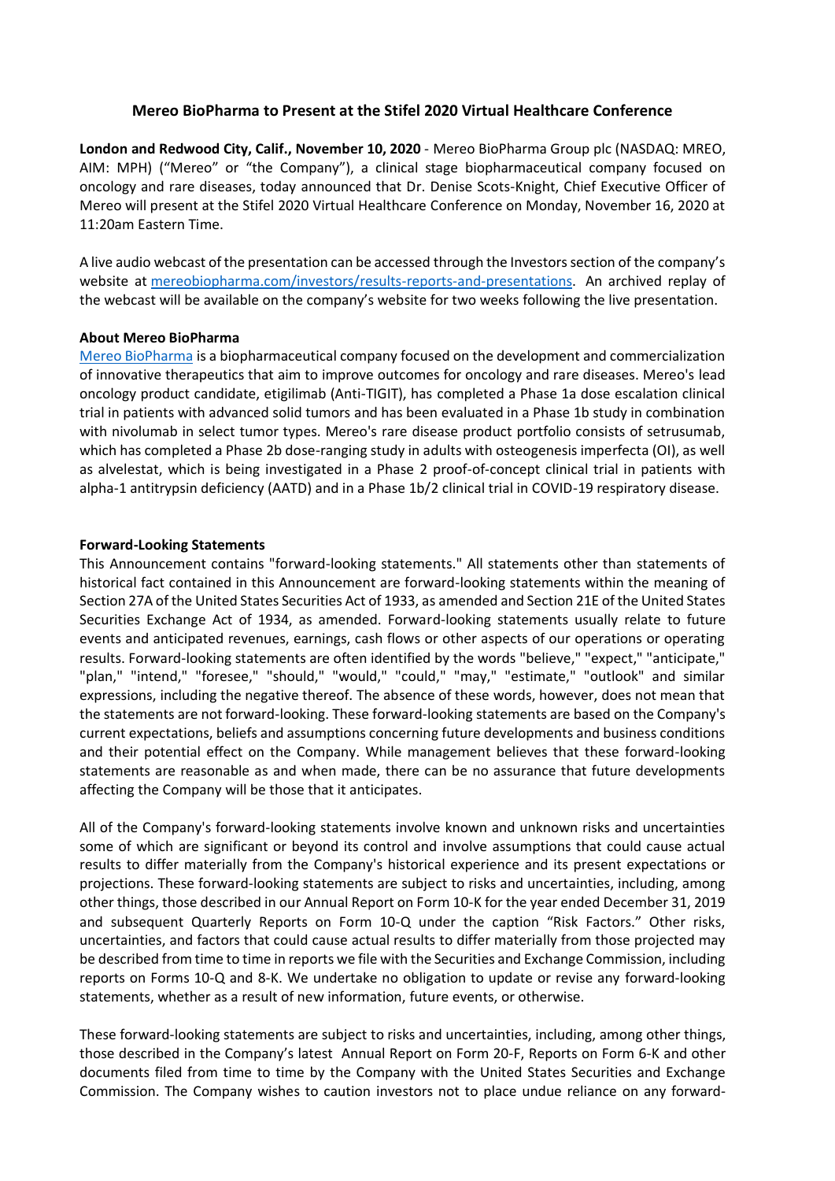# Mereo BioPharma to Present at the Stifel 2020 Virtual Healthcare Conference

**London and Redwood City, Calif., November 10, 2020** - Mereo BioPharma Group plc (NASDAQ: MREO, AIM: MPH) ("Mereo" or "the Company"), a clinical stage biopharmaceutical company focused on oncology and rare diseases, today announced that Dr. Denise Scots-Knight, Chief Executive Officer of Mereo will present at the Stifel 2020 Virtual Healthcare Conference on Monday, November 16, 2020 at 11:20am Eastern Time.

A live audio webcast of the presentation can be accessed through the Investors section of the company's website at [mereobiopharma.com/investors/results-reports-and-presentations](mereobiopharma.com/investors/results-reports-and-presentations). An archived replay of the webcast will be available on the company's website for two weeks following the live presentation.

**About Mereo BioPharma**

[Mereo BioPharma](Mereo BioPharma) is a biopharmaceutical company focused on the development and commercialization of innovative therapeutics that aim to improve outcomes for oncology and rare diseases. Mereo's lead oncology product candidate, etigilimab (Anti-TIGIT), has completed a Phase 1a dose escalation clinical trial in patients with advanced solid tumors and has been evaluated in a Phase 1b study in combination with nivolumab in select tumor types. Mereo's rare disease product portfolio consists of setrusumab, which has completed a Phase 2b dose-ranging study in adults with osteogenesis imperfecta (OI), as well as alvelestat, which is being investigated in a Phase 2 proof-of-concept clinical trial in patients with alpha-1 antitrypsin deficiency (AATD) and in a Phase 1b/2 clinical trial in COVID-19 respiratory disease.

**Forward-Looking Statements**

This Announcement contains "forward-looking statements." All statements other than statements of historical fact contained in this Announcement are forward-looking statements within the meaning of Section 27A of the United States Securities Act of 1933, as amended and Section 21E of the United States Securities Exchange Act of 1934, as amended. Forward-looking statements usually relate to future events and anticipated revenues, earnings, cash flows or other aspects of our operations or operating results. Forward-looking statements are often identified by the words "believe," "expect," "anticipate," "plan," "intend," "foresee," "should," "would," "could," "may," "estimate," "outlook" and similar expressions, including the negative thereof. The absence of these words, however, does not mean that the statements are not forward-looking. These forward-looking statements are based on the Company's current expectations, beliefs and assumptions concerning future developments and business conditions and their potential effect on the Company. While management believes that these forward-looking statements are reasonable as and when made, there can be no assurance that future developments affecting the Company will be those that it anticipates.

All of the Company's forward-looking statements involve known and unknown risks and uncertainties some of which are significant or beyond its control and involve assumptions that could cause actual results to differ materially from the Company's historical experience and its present expectations or projections. These forward-looking statements are subject to risks and uncertainties, including, among other things, those described in our Annual Report on Form 10-K for the year ended December 31, 2019 and subsequent Quarterly Reports on Form 10-Q under the caption "Risk Factors." Other risks, uncertainties, and factors that could cause actual results to differ materially from those projected may be described from time to time in reports we file with the Securities and Exchange Commission, including reports on Forms 10-Q and 8-K. We undertake no obligation to update or revise any forward-looking statements, whether as a result of new information, future events, or otherwise.

These forward-looking statements are subject to risks and uncertainties, including, among other things, those described in the Company's latest Annual Report on Form 20-F, Reports on Form 6-K and other documents filed from time to time by the Company with the United States Securities and Exchange Commission. The Company wishes to caution investors not to place undue reliance on any forward-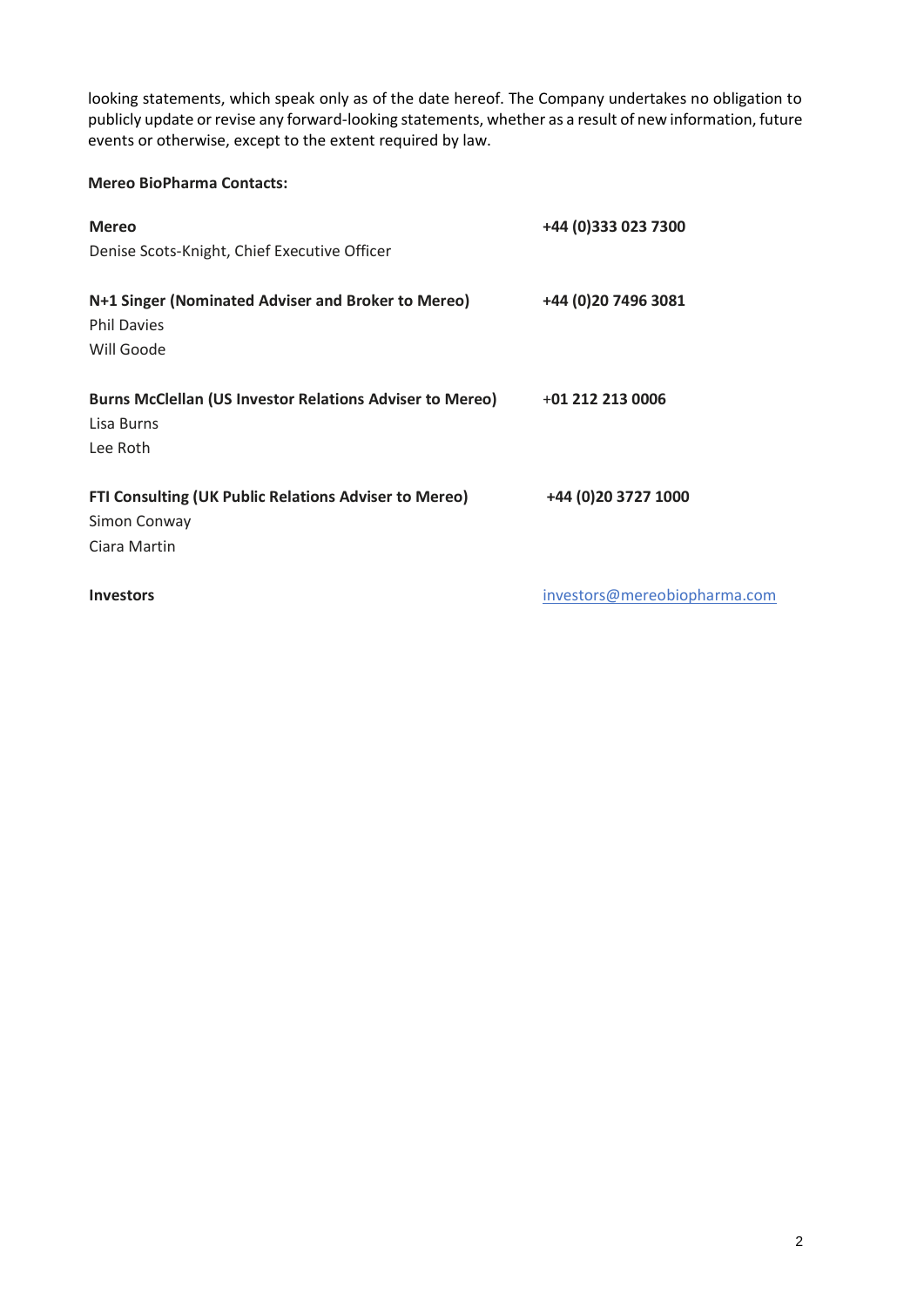looking statements, which speak only as of the date hereof. The Company undertakes no obligation to publicly update or revise any forward-looking statements, whether as a result of new information, future events or otherwise, except to the extent required by law.

**Mereo BioPharma Contacts:**

| | |
|---|---|
| **Mereo**<br>Denise Scots-Knight, Chief Executive Officer | **+44 (0)333 023 7300** |
| **N+1 Singer (Nominated Adviser and Broker to Mereo)**<br>Phil Davies<br>Will Goode | **+44 (0)20 7496 3081** |
| **Burns McClellan (US Investor Relations Adviser to Mereo)**<br>Lisa Burns<br>Lee Roth | **+01 212 213 0006** |
| **FTI Consulting (UK Public Relations Adviser to Mereo)**<br>Simon Conway<br>Ciara Martin | **+44 (0)20 3727 1000** |
| **Investors** | investors@mereobiopharma.com |